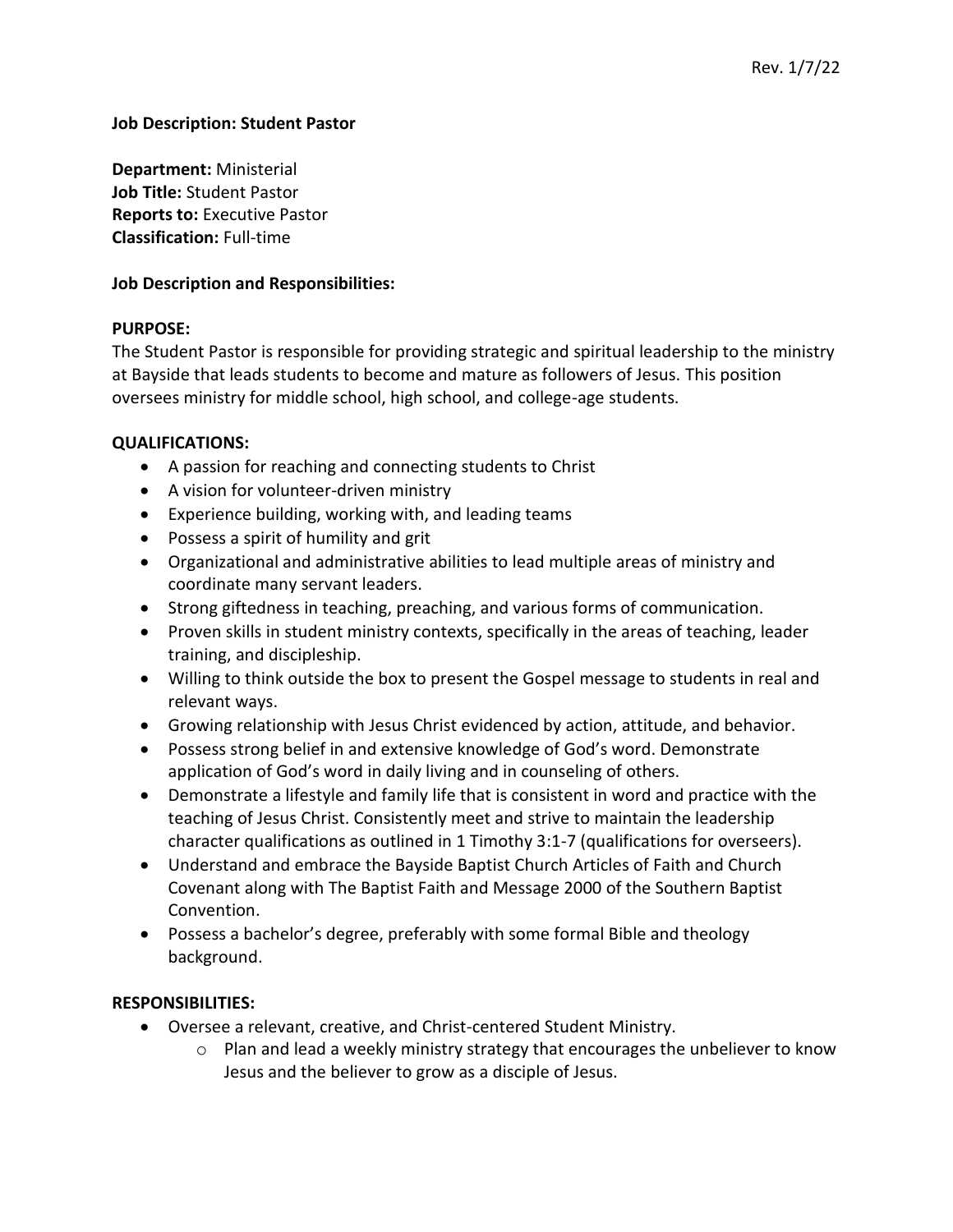Rev. 1/7/22

**Job Description: Student Pastor**

**Department:** Ministerial
**Job Title:** Student Pastor
**Reports to:** Executive Pastor
**Classification:** Full-time

**Job Description and Responsibilities:**

**PURPOSE:**
The Student Pastor is responsible for providing strategic and spiritual leadership to the ministry at Bayside that leads students to become and mature as followers of Jesus. This position oversees ministry for middle school, high school, and college-age students.

**QUALIFICATIONS:**

- A passion for reaching and connecting students to Christ
- A vision for volunteer-driven ministry
- Experience building, working with, and leading teams
- Possess a spirit of humility and grit
- Organizational and administrative abilities to lead multiple areas of ministry and coordinate many servant leaders.
- Strong giftedness in teaching, preaching, and various forms of communication.
- Proven skills in student ministry contexts, specifically in the areas of teaching, leader training, and discipleship.
- Willing to think outside the box to present the Gospel message to students in real and relevant ways.
- Growing relationship with Jesus Christ evidenced by action, attitude, and behavior.
- Possess strong belief in and extensive knowledge of God's word. Demonstrate application of God's word in daily living and in counseling of others.
- Demonstrate a lifestyle and family life that is consistent in word and practice with the teaching of Jesus Christ. Consistently meet and strive to maintain the leadership character qualifications as outlined in 1 Timothy 3:1-7 (qualifications for overseers).
- Understand and embrace the Bayside Baptist Church Articles of Faith and Church Covenant along with The Baptist Faith and Message 2000 of the Southern Baptist Convention.
- Possess a bachelor's degree, preferably with some formal Bible and theology background.

**RESPONSIBILITIES:**

- Oversee a relevant, creative, and Christ-centered Student Ministry.
    - Plan and lead a weekly ministry strategy that encourages the unbeliever to know Jesus and the believer to grow as a disciple of Jesus.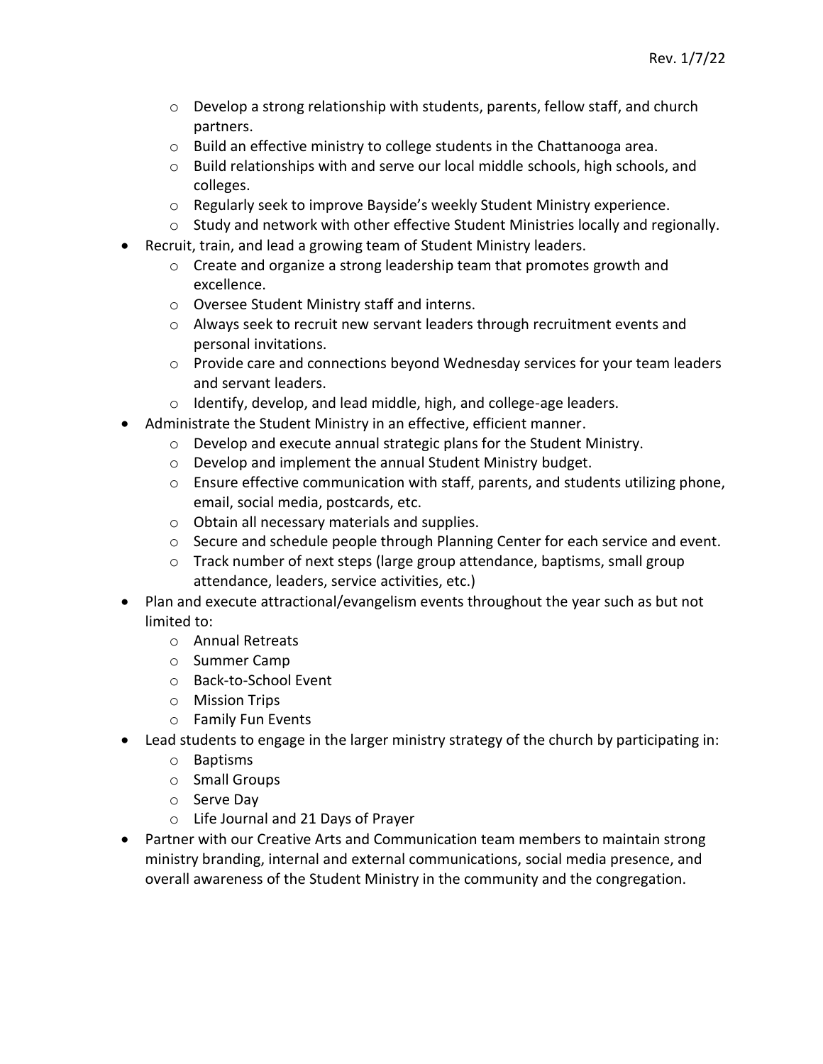- Develop a strong relationship with students, parents, fellow staff, and church partners.
    - Build an effective ministry to college students in the Chattanooga area.
    - Build relationships with and serve our local middle schools, high schools, and colleges.
    - Regularly seek to improve Bayside's weekly Student Ministry experience.
    - Study and network with other effective Student Ministries locally and regionally.
- Recruit, train, and lead a growing team of Student Ministry leaders.
    - Create and organize a strong leadership team that promotes growth and excellence.
    - Oversee Student Ministry staff and interns.
    - Always seek to recruit new servant leaders through recruitment events and personal invitations.
    - Provide care and connections beyond Wednesday services for your team leaders and servant leaders.
    - Identify, develop, and lead middle, high, and college-age leaders.
- Administrate the Student Ministry in an effective, efficient manner.
    - Develop and execute annual strategic plans for the Student Ministry.
    - Develop and implement the annual Student Ministry budget.
    - Ensure effective communication with staff, parents, and students utilizing phone, email, social media, postcards, etc.
    - Obtain all necessary materials and supplies.
    - Secure and schedule people through Planning Center for each service and event.
    - Track number of next steps (large group attendance, baptisms, small group attendance, leaders, service activities, etc.)
- Plan and execute attractional/evangelism events throughout the year such as but not limited to:
    - Annual Retreats
    - Summer Camp
    - Back-to-School Event
    - Mission Trips
    - Family Fun Events
- Lead students to engage in the larger ministry strategy of the church by participating in:
    - Baptisms
    - Small Groups
    - Serve Day
    - Life Journal and 21 Days of Prayer
- Partner with our Creative Arts and Communication team members to maintain strong ministry branding, internal and external communications, social media presence, and overall awareness of the Student Ministry in the community and the congregation.